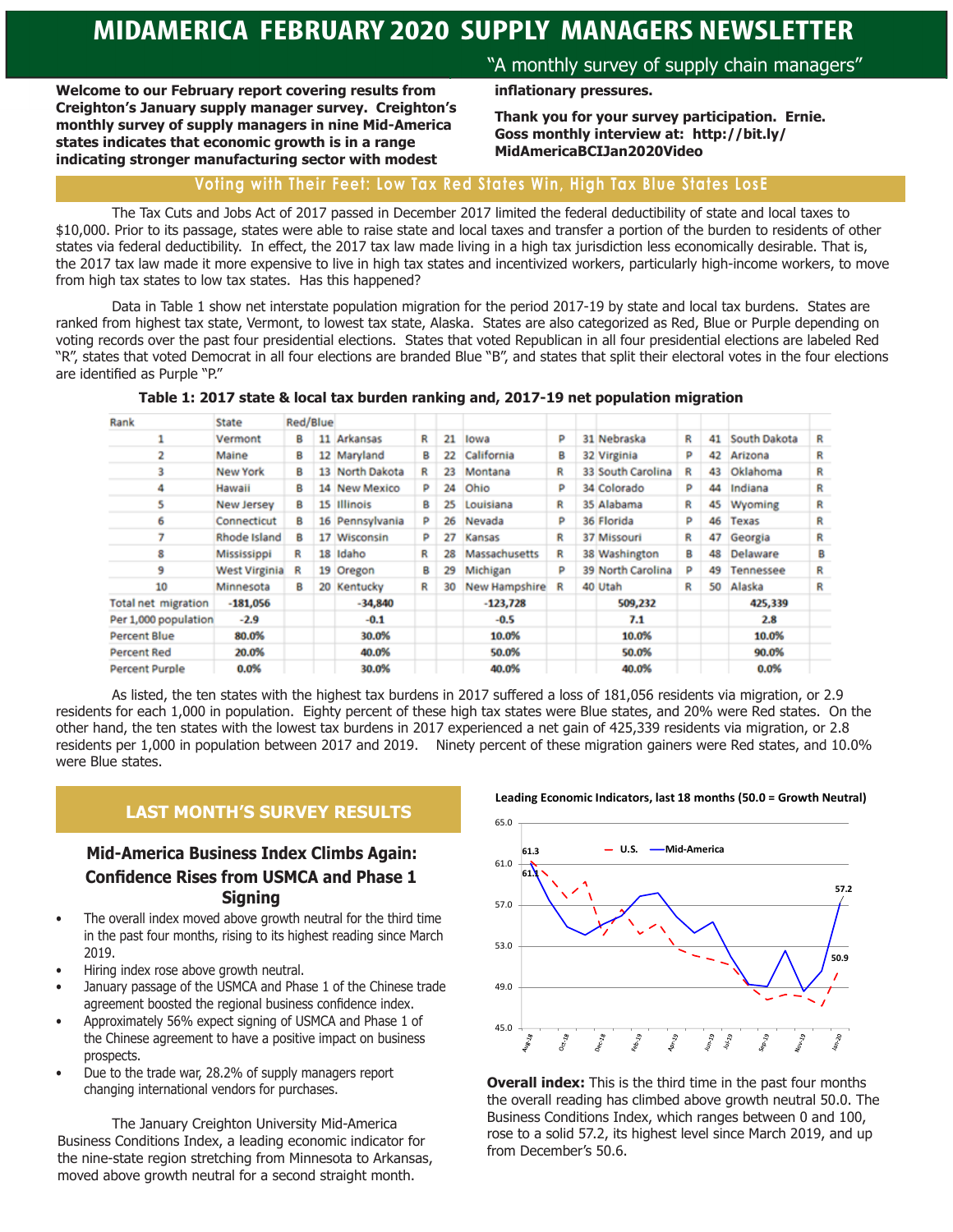# MIDAMERICA FEBRUARY 2020 SUPPLY MANAGERS NEWSLETTER

"A monthly survey of supply chain managers"

**Welcome to our February report covering results from Creighton's January supply manager survey. Creighton's monthly survey of supply managers in nine Mid-America states indicates that economic growth is in a range indicating stronger manufacturing sector with modest inflationary pressures.**

**Thank you for your survey participation. Ernie. Goss monthly interview at: http://bit.ly/MidAmericaBCIJan2020Video**

## Voting with Their Feet: Low Tax Red States Win, High Tax Blue States LosE

The Tax Cuts and Jobs Act of 2017 passed in December 2017 limited the federal deductibility of state and local taxes to $10,000. Prior to its passage, states were able to raise state and local taxes and transfer a portion of the burden to residents of other states via federal deductibility. In effect, the 2017 tax law made living in a high tax jurisdiction less economically desirable. That is, the 2017 tax law made it more expensive to live in high tax states and incentivized workers, particularly high-income workers, to move from high tax states to low tax states. Has this happened?

Data in Table 1 show net interstate population migration for the period 2017-19 by state and local tax burdens. States are ranked from highest tax state, Vermont, to lowest tax state, Alaska. States are also categorized as Red, Blue or Purple depending on voting records over the past four presidential elections. States that voted Republican in all four presidential elections are labeled Red "R", states that voted Democrat in all four elections are branded Blue "B", and states that split their electoral votes in the four elections are identified as Purple "P."

**Table 1: 2017 state & local tax burden ranking and, 2017-19 net population migration**

| Rank | State | Red/Blue | | | | | | | | | | | | |
|---|---|---|---|---|---|---|---|---|---|---|---|---|---|---|
| 1 | Vermont | B | 11 | Arkansas | R | 21 | Iowa | P | 31 | Nebraska | R | 41 | South Dakota | R |
| 2 | Maine | B | 12 | Maryland | B | 22 | California | B | 32 | Virginia | P | 42 | Arizona | R |
| 3 | New York | B | 13 | North Dakota | R | 23 | Montana | R | 33 | South Carolina | R | 43 | Oklahoma | R |
| 4 | Hawaii | B | 14 | New Mexico | P | 24 | Ohio | P | 34 | Colorado | P | 44 | Indiana | R |
| 5 | New Jersey | B | 15 | Illinois | B | 25 | Louisiana | R | 35 | Alabama | R | 45 | Wyoming | R |
| 6 | Connecticut | B | 16 | Pennsylvania | P | 26 | Nevada | P | 36 | Florida | P | 46 | Texas | R |
| 7 | Rhode Island | B | 17 | Wisconsin | P | 27 | Kansas | R | 37 | Missouri | R | 47 | Georgia | R |
| 8 | Mississippi | R | 18 | Idaho | R | 28 | Massachusetts | B | 38 | Washington | B | 48 | Delaware | B |
| 9 | West Virginia | R | 19 | Oregon | B | 29 | Michigan | P | 39 | North Carolina | P | 49 | Tennessee | R |
| 10 | Minnesota | B | 20 | Kentucky | R | 30 | New Hampshire | R | 40 | Utah | R | 50 | Alaska | R |
| Total net migration | -181,056 | | | -34,840 | | | -123,728 | | | 509,232 | | | 425,339 | |
| Per 1,000 population | -2.9 | | | -0.1 | | | -0.5 | | | 7.1 | | | 2.8 | |
| Percent Blue | 80.0% | | | 30.0% | | | 10.0% | | | 10.0% | | | 10.0% | |
| Percent Red | 20.0% | | | 40.0% | | | 50.0% | | | 50.0% | | | 90.0% | |
| Percent Purple | 0.0% | | | 30.0% | | | 40.0% | | | 40.0% | | | 0.0% | |

As listed, the ten states with the highest tax burdens in 2017 suffered a loss of 181,056 residents via migration, or 2.9 residents for each 1,000 in population. Eighty percent of these high tax states were Blue states, and 20% were Red states. On the other hand, the ten states with the lowest tax burdens in 2017 experienced a net gain of 425,339 residents via migration, or 2.8 residents per 1,000 in population between 2017 and 2019. Ninety percent of these migration gainers were Red states, and 10.0% were Blue states.

## LAST MONTH'S SURVEY RESULTS

### Mid-America Business Index Climbs Again: Confidence Rises from USMCA and Phase 1 Signing

- The overall index moved above growth neutral for the third time in the past four months, rising to its highest reading since March 2019.
- Hiring index rose above growth neutral.
- January passage of the USMCA and Phase 1 of the Chinese trade agreement boosted the regional business confidence index.
- Approximately 56% expect signing of USMCA and Phase 1 of the Chinese agreement to have a positive impact on business prospects.
- Due to the trade war, 28.2% of supply managers report changing international vendors for purchases.

The January Creighton University Mid-America Business Conditions Index, a leading economic indicator for the nine-state region stretching from Minnesota to Arkansas, moved above growth neutral for a second straight month.

**Leading Economic Indicators, last 18 months (50.0 = Growth Neutral)**

**Overall index:** This is the third time in the past four months the overall reading has climbed above growth neutral 50.0. The Business Conditions Index, which ranges between 0 and 100, rose to a solid 57.2, its highest level since March 2019, and up from December's 50.6.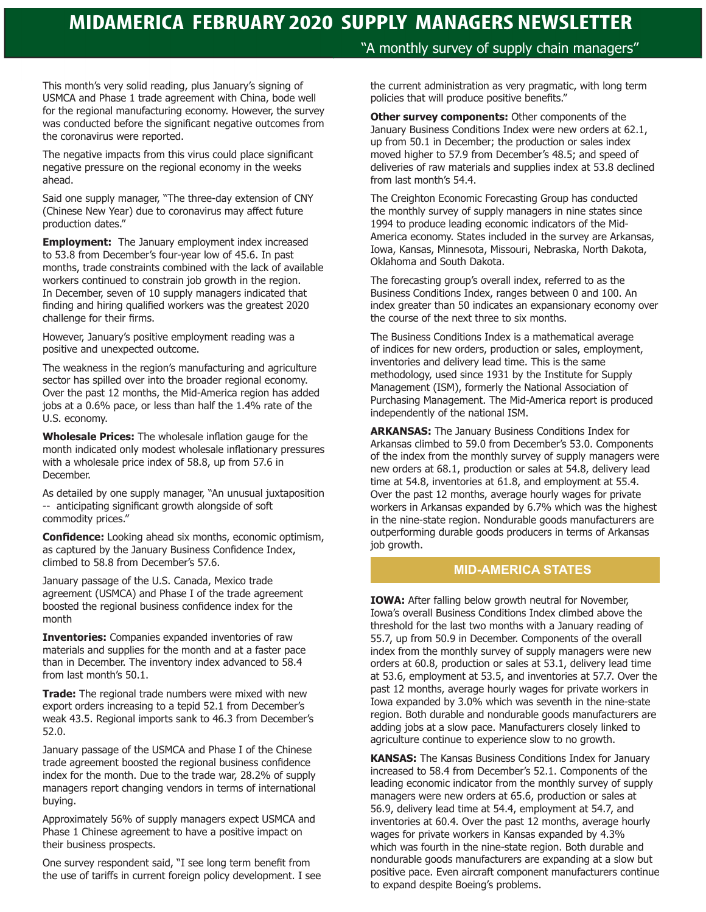# MIDAMERICA FEBRUARY 2020 SUPPLY MANAGERS NEWSLETTER

"A monthly survey of supply chain managers"

This month's very solid reading, plus January's signing of USMCA and Phase 1 trade agreement with China, bode well for the regional manufacturing economy. However, the survey was conducted before the significant negative outcomes from the coronavirus were reported.

The negative impacts from this virus could place significant negative pressure on the regional economy in the weeks ahead.

Said one supply manager, "The three-day extension of CNY (Chinese New Year) due to coronavirus may affect future production dates."

**Employment:** The January employment index increased to 53.8 from December's four-year low of 45.6. In past months, trade constraints combined with the lack of available workers continued to constrain job growth in the region. In December, seven of 10 supply managers indicated that finding and hiring qualified workers was the greatest 2020 challenge for their firms.

However, January's positive employment reading was a positive and unexpected outcome.

The weakness in the region's manufacturing and agriculture sector has spilled over into the broader regional economy. Over the past 12 months, the Mid-America region has added jobs at a 0.6% pace, or less than half the 1.4% rate of the U.S. economy.

**Wholesale Prices:** The wholesale inflation gauge for the month indicated only modest wholesale inflationary pressures with a wholesale price index of 58.8, up from 57.6 in December.

As detailed by one supply manager, "An unusual juxtaposition -- anticipating significant growth alongside of soft commodity prices."

**Confidence:** Looking ahead six months, economic optimism, as captured by the January Business Confidence Index, climbed to 58.8 from December's 57.6.

January passage of the U.S. Canada, Mexico trade agreement (USMCA) and Phase I of the trade agreement boosted the regional business confidence index for the month

**Inventories:** Companies expanded inventories of raw materials and supplies for the month and at a faster pace than in December. The inventory index advanced to 58.4 from last month's 50.1.

**Trade:** The regional trade numbers were mixed with new export orders increasing to a tepid 52.1 from December's weak 43.5. Regional imports sank to 46.3 from December's 52.0.

January passage of the USMCA and Phase I of the Chinese trade agreement boosted the regional business confidence index for the month. Due to the trade war, 28.2% of supply managers report changing vendors in terms of international buying.

Approximately 56% of supply managers expect USMCA and Phase 1 Chinese agreement to have a positive impact on their business prospects.

One survey respondent said, "I see long term benefit from the use of tariffs in current foreign policy development. I see the current administration as very pragmatic, with long term policies that will produce positive benefits."

**Other survey components:** Other components of the January Business Conditions Index were new orders at 62.1, up from 50.1 in December; the production or sales index moved higher to 57.9 from December's 48.5; and speed of deliveries of raw materials and supplies index at 53.8 declined from last month's 54.4.

The Creighton Economic Forecasting Group has conducted the monthly survey of supply managers in nine states since 1994 to produce leading economic indicators of the Mid-America economy. States included in the survey are Arkansas, Iowa, Kansas, Minnesota, Missouri, Nebraska, North Dakota, Oklahoma and South Dakota.

The forecasting group's overall index, referred to as the Business Conditions Index, ranges between 0 and 100. An index greater than 50 indicates an expansionary economy over the course of the next three to six months.

The Business Conditions Index is a mathematical average of indices for new orders, production or sales, employment, inventories and delivery lead time. This is the same methodology, used since 1931 by the Institute for Supply Management (ISM), formerly the National Association of Purchasing Management. The Mid-America report is produced independently of the national ISM.

**ARKANSAS:** The January Business Conditions Index for Arkansas climbed to 59.0 from December's 53.0. Components of the index from the monthly survey of supply managers were new orders at 68.1, production or sales at 54.8, delivery lead time at 54.8, inventories at 61.8, and employment at 55.4. Over the past 12 months, average hourly wages for private workers in Arkansas expanded by 6.7% which was the highest in the nine-state region. Nondurable goods manufacturers are outperforming durable goods producers in terms of Arkansas job growth.

## MID-AMERICA STATES

**IOWA:** After falling below growth neutral for November, Iowa's overall Business Conditions Index climbed above the threshold for the last two months with a January reading of 55.7, up from 50.9 in December. Components of the overall index from the monthly survey of supply managers were new orders at 60.8, production or sales at 53.1, delivery lead time at 53.6, employment at 53.5, and inventories at 57.7. Over the past 12 months, average hourly wages for private workers in Iowa expanded by 3.0% which was seventh in the nine-state region. Both durable and nondurable goods manufacturers are adding jobs at a slow pace. Manufacturers closely linked to agriculture continue to experience slow to no growth.

**KANSAS:** The Kansas Business Conditions Index for January increased to 58.4 from December's 52.1. Components of the leading economic indicator from the monthly survey of supply managers were new orders at 65.6, production or sales at 56.9, delivery lead time at 54.4, employment at 54.7, and inventories at 60.4. Over the past 12 months, average hourly wages for private workers in Kansas expanded by 4.3% which was fourth in the nine-state region. Both durable and nondurable goods manufacturers are expanding at a slow but positive pace. Even aircraft component manufacturers continue to expand despite Boeing's problems.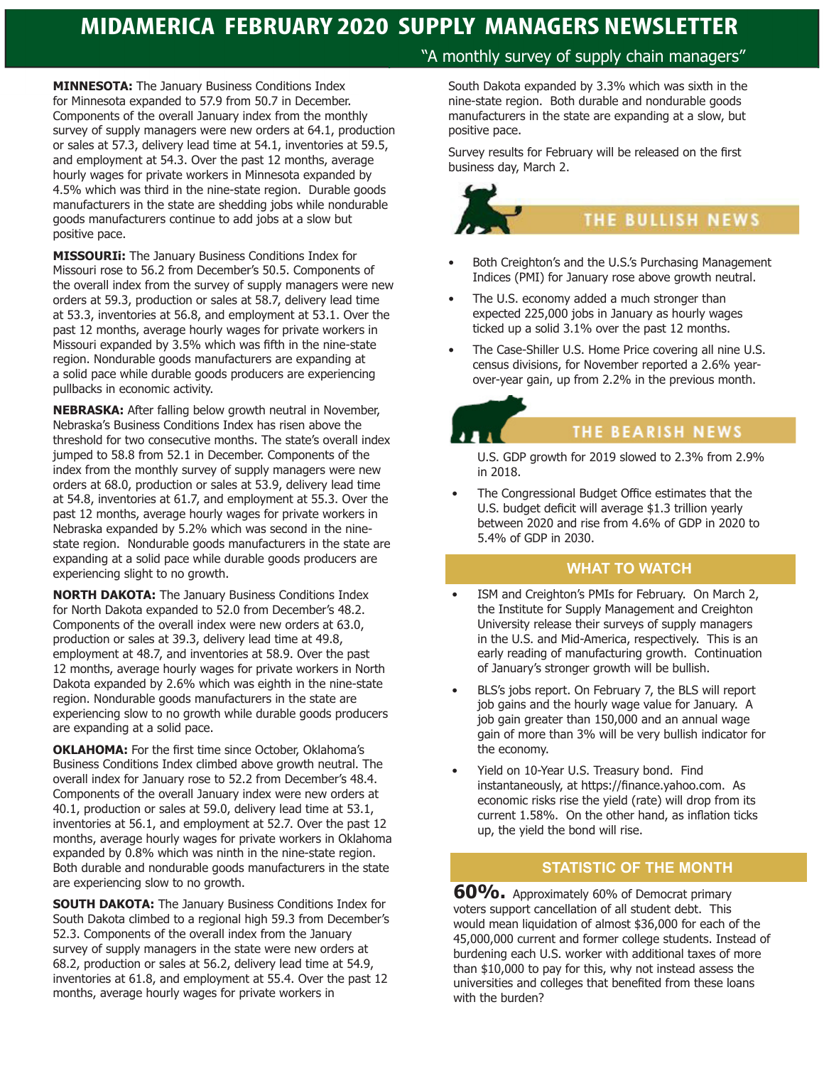# MIDAMERICA FEBRUARY 2020 SUPPLY MANAGERS NEWSLETTER

"A monthly survey of supply chain managers"

**MINNESOTA:** The January Business Conditions Index for Minnesota expanded to 57.9 from 50.7 in December. Components of the overall January index from the monthly survey of supply managers were new orders at 64.1, production or sales at 57.3, delivery lead time at 54.1, inventories at 59.5, and employment at 54.3. Over the past 12 months, average hourly wages for private workers in Minnesota expanded by 4.5% which was third in the nine-state region. Durable goods manufacturers in the state are shedding jobs while nondurable goods manufacturers continue to add jobs at a slow but positive pace.

**MISSOURIi:** The January Business Conditions Index for Missouri rose to 56.2 from December's 50.5. Components of the overall index from the survey of supply managers were new orders at 59.3, production or sales at 58.7, delivery lead time at 53.3, inventories at 56.8, and employment at 53.1. Over the past 12 months, average hourly wages for private workers in Missouri expanded by 3.5% which was fifth in the nine-state region. Nondurable goods manufacturers are expanding at a solid pace while durable goods producers are experiencing pullbacks in economic activity.

**NEBRASKA:** After falling below growth neutral in November, Nebraska's Business Conditions Index has risen above the threshold for two consecutive months. The state's overall index jumped to 58.8 from 52.1 in December. Components of the index from the monthly survey of supply managers were new orders at 68.0, production or sales at 53.9, delivery lead time at 54.8, inventories at 61.7, and employment at 55.3. Over the past 12 months, average hourly wages for private workers in Nebraska expanded by 5.2% which was second in the nine-state region. Nondurable goods manufacturers in the state are expanding at a solid pace while durable goods producers are experiencing slight to no growth.

**NORTH DAKOTA:** The January Business Conditions Index for North Dakota expanded to 52.0 from December's 48.2. Components of the overall index were new orders at 63.0, production or sales at 39.3, delivery lead time at 49.8, employment at 48.7, and inventories at 58.9. Over the past 12 months, average hourly wages for private workers in North Dakota expanded by 2.6% which was eighth in the nine-state region. Nondurable goods manufacturers in the state are experiencing slow to no growth while durable goods producers are expanding at a solid pace.

**OKLAHOMA:** For the first time since October, Oklahoma's Business Conditions Index climbed above growth neutral. The overall index for January rose to 52.2 from December's 48.4. Components of the overall January index were new orders at 40.1, production or sales at 59.0, delivery lead time at 53.1, inventories at 56.1, and employment at 52.7. Over the past 12 months, average hourly wages for private workers in Oklahoma expanded by 0.8% which was ninth in the nine-state region. Both durable and nondurable goods manufacturers in the state are experiencing slow to no growth.

**SOUTH DAKOTA:** The January Business Conditions Index for South Dakota climbed to a regional high 59.3 from December's 52.3. Components of the overall index from the January survey of supply managers in the state were new orders at 68.2, production or sales at 56.2, delivery lead time at 54.9, inventories at 61.8, and employment at 55.4. Over the past 12 months, average hourly wages for private workers in South Dakota expanded by 3.3% which was sixth in the nine-state region. Both durable and nondurable goods manufacturers in the state are expanding at a slow, but positive pace.

Survey results for February will be released on the first business day, March 2.

## THE BULLISH NEWS

- Both Creighton's and the U.S.'s Purchasing Management Indices (PMI) for January rose above growth neutral.
- The U.S. economy added a much stronger than expected 225,000 jobs in January as hourly wages ticked up a solid 3.1% over the past 12 months.
- The Case-Shiller U.S. Home Price covering all nine U.S. census divisions, for November reported a 2.6% year-over-year gain, up from 2.2% in the previous month.

## THE BEARISH NEWS

- U.S. GDP growth for 2019 slowed to 2.3% from 2.9% in 2018.
- The Congressional Budget Office estimates that the U.S. budget deficit will average $1.3 trillion yearly between 2020 and rise from 4.6% of GDP in 2020 to 5.4% of GDP in 2030.

## WHAT TO WATCH

- ISM and Creighton's PMIs for February. On March 2, the Institute for Supply Management and Creighton University release their surveys of supply managers in the U.S. and Mid-America, respectively. This is an early reading of manufacturing growth. Continuation of January's stronger growth will be bullish.
- BLS's jobs report. On February 7, the BLS will report job gains and the hourly wage value for January. A job gain greater than 150,000 and an annual wage gain of more than 3% will be very bullish indicator for the economy.
- Yield on 10-Year U.S. Treasury bond. Find instantaneously, at https://finance.yahoo.com. As economic risks rise the yield (rate) will drop from its current 1.58%. On the other hand, as inflation ticks up, the yield the bond will rise.

## STATISTIC OF THE MONTH

**60%.** Approximately 60% of Democrat primary voters support cancellation of all student debt. This would mean liquidation of almost $36,000 for each of the 45,000,000 current and former college students. Instead of burdening each U.S. worker with additional taxes of more than $10,000 to pay for this, why not instead assess the universities and colleges that benefited from these loans with the burden?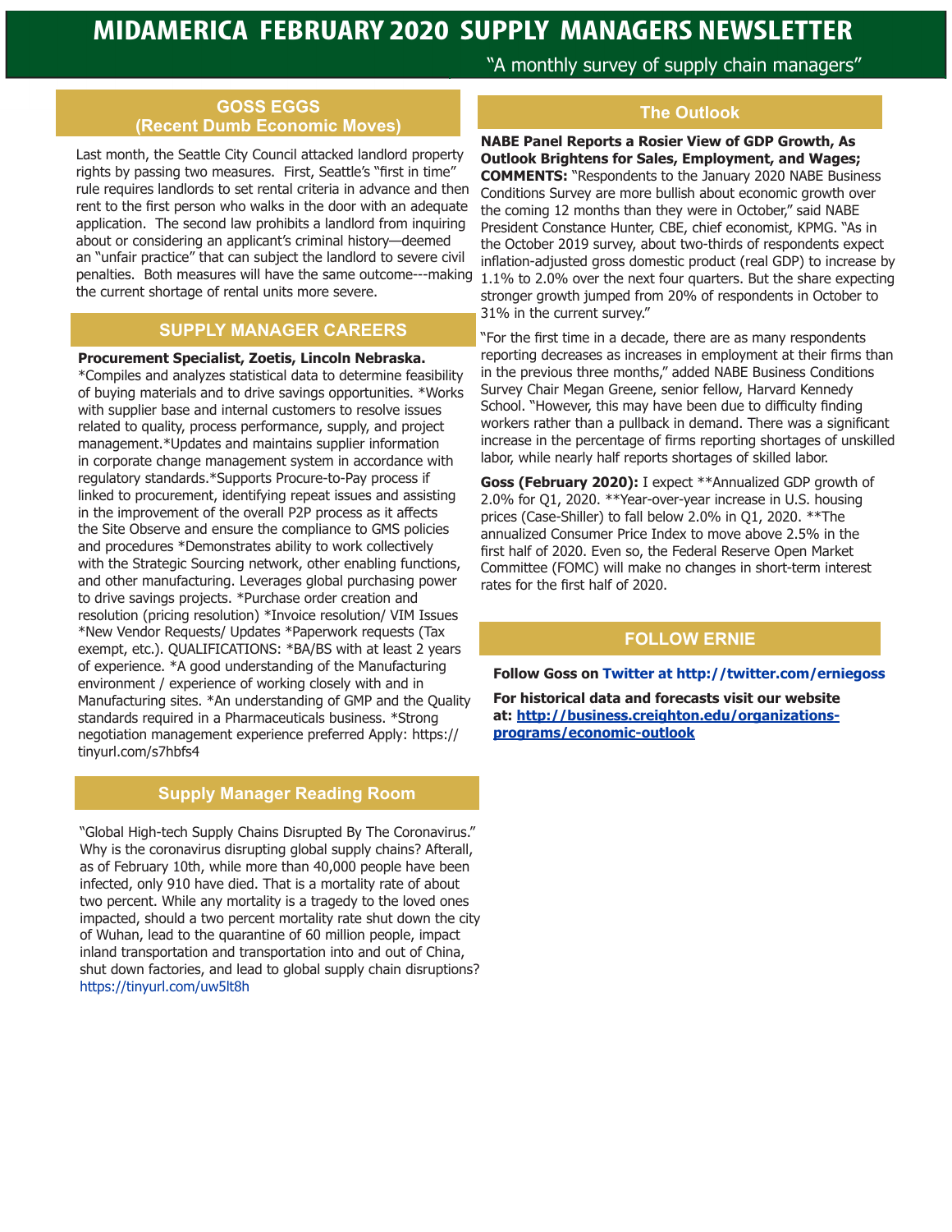# MIDAMERICA FEBRUARY 2020 SUPPLY MANAGERS NEWSLETTER

"A monthly survey of supply chain managers"

## GOSS EGGS (Recent Dumb Economic Moves)

Last month, the Seattle City Council attacked landlord property rights by passing two measures. First, Seattle's "first in time" rule requires landlords to set rental criteria in advance and then rent to the first person who walks in the door with an adequate application. The second law prohibits a landlord from inquiring about or considering an applicant's criminal history—deemed an "unfair practice" that can subject the landlord to severe civil penalties. Both measures will have the same outcome---making the current shortage of rental units more severe.

## SUPPLY MANAGER CAREERS

**Procurement Specialist, Zoetis, Lincoln Nebraska.** *Compiles and analyzes statistical data to determine feasibility of buying materials and to drive savings opportunities. *Works with supplier base and internal customers to resolve issues related to quality, process performance, supply, and project management.*Updates and maintains supplier information in corporate change management system in accordance with regulatory standards.*Supports Procure-to-Pay process if linked to procurement, identifying repeat issues and assisting in the improvement of the overall P2P process as it affects the Site Observe and ensure the compliance to GMS policies and procedures *Demonstrates ability to work collectively with the Strategic Sourcing network, other enabling functions, and other manufacturing. Leverages global purchasing power to drive savings projects. *Purchase order creation and resolution (pricing resolution) *Invoice resolution/ VIM Issues *New Vendor Requests/ Updates *Paperwork requests (Tax exempt, etc.). QUALIFICATIONS: *BA/BS with at least 2 years of experience. *A good understanding of the Manufacturing environment / experience of working closely with and in Manufacturing sites. *An understanding of GMP and the Quality standards required in a Pharmaceuticals business. *Strong negotiation management experience preferred Apply: https://tinyurl.com/s7hbfs4

## Supply Manager Reading Room

"Global High-tech Supply Chains Disrupted By The Coronavirus." Why is the coronavirus disrupting global supply chains? Afterall, as of February 10th, while more than 40,000 people have been infected, only 910 have died. That is a mortality rate of about two percent. While any mortality is a tragedy to the loved ones impacted, should a two percent mortality rate shut down the city of Wuhan, lead to the quarantine of 60 million people, impact inland transportation and transportation into and out of China, shut down factories, and lead to global supply chain disruptions? https://tinyurl.com/uw5lt8h

## The Outlook

**NABE Panel Reports a Rosier View of GDP Growth, As Outlook Brightens for Sales, Employment, and Wages; COMMENTS:** "Respondents to the January 2020 NABE Business Conditions Survey are more bullish about economic growth over the coming 12 months than they were in October," said NABE President Constance Hunter, CBE, chief economist, KPMG. "As in the October 2019 survey, about two-thirds of respondents expect inflation-adjusted gross domestic product (real GDP) to increase by 1.1% to 2.0% over the next four quarters. But the share expecting stronger growth jumped from 20% of respondents in October to 31% in the current survey."

"For the first time in a decade, there are as many respondents reporting decreases as increases in employment at their firms than in the previous three months," added NABE Business Conditions Survey Chair Megan Greene, senior fellow, Harvard Kennedy School. "However, this may have been due to difficulty finding workers rather than a pullback in demand. There was a significant increase in the percentage of firms reporting shortages of unskilled labor, while nearly half reports shortages of skilled labor.

**Goss (February 2020):** I expect **Annualized GDP growth of 2.0% for Q1, 2020. **Year-over-year increase in U.S. housing prices (Case-Shiller) to fall below 2.0% in Q1, 2020. **The annualized Consumer Price Index to move above 2.5% in the first half of 2020. Even so, the Federal Reserve Open Market Committee (FOMC) will make no changes in short-term interest rates for the first half of 2020.

## FOLLOW ERNIE

**Follow Goss on Twitter at http://twitter.com/erniegoss**

**For historical data and forecasts visit our website at: http://business.creighton.edu/organizations-programs/economic-outlook**